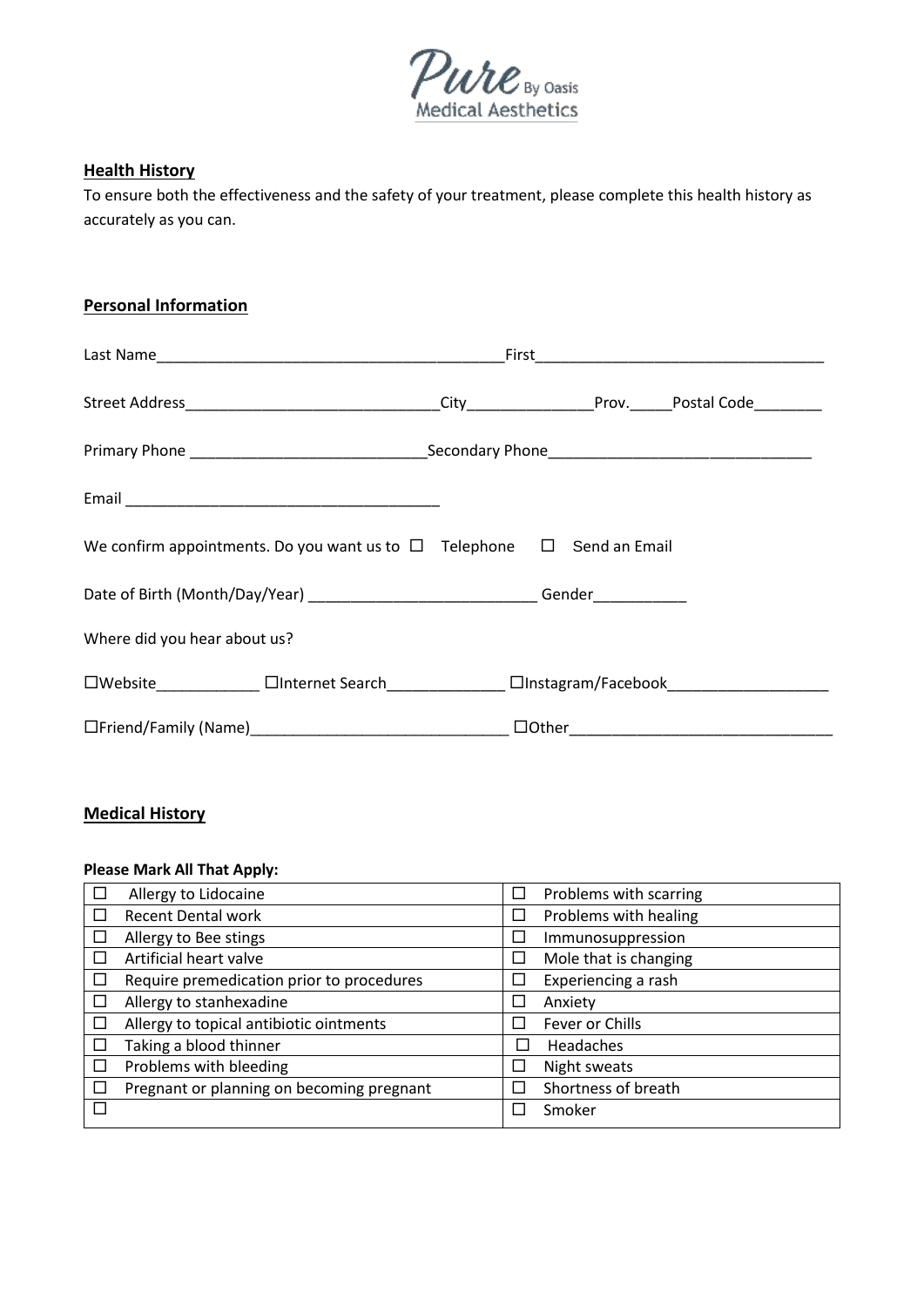Pure By Oasis Medical Aesthetics

**Health History**

To ensure both the effectiveness and the safety of your treatment, please complete this health history as accurately as you can.

**Personal Information**

Last Name_________________________________________First__________________________________

Street Address______________________________City_______________Prov._____Postal Code________

Primary Phone ___________________________Secondary Phone______________________________

Email ____________________________________

We confirm appointments. Do you want us to ☐ Telephone ☐ Send an Email

Date of Birth (Month/Day/Year) __________________________ Gender___________

Where did you hear about us?

☐Website____________ ☐Internet Search______________ ☐Instagram/Facebook___________________

☐Friend/Family (Name)______________________________ ☐Other______________________________

**Medical History**

**Please Mark All That Apply:**

| | |
|---|---|
| ☐ Allergy to Lidocaine | ☐ Problems with scarring |
| ☐ Recent Dental work | ☐ Problems with healing |
| ☐ Allergy to Bee stings | ☐ Immunosuppression |
| ☐ Artificial heart valve | ☐ Mole that is changing |
| ☐ Require premedication prior to procedures | ☐ Experiencing a rash |
| ☐ Allergy to stanhexadine | ☐ Anxiety |
| ☐ Allergy to topical antibiotic ointments | ☐ Fever or Chills |
| ☐ Taking a blood thinner | ☐ Headaches |
| ☐ Problems with bleeding | ☐ Night sweats |
| ☐ Pregnant or planning on becoming pregnant | ☐ Shortness of breath |
| ☐ | ☐ Smoker |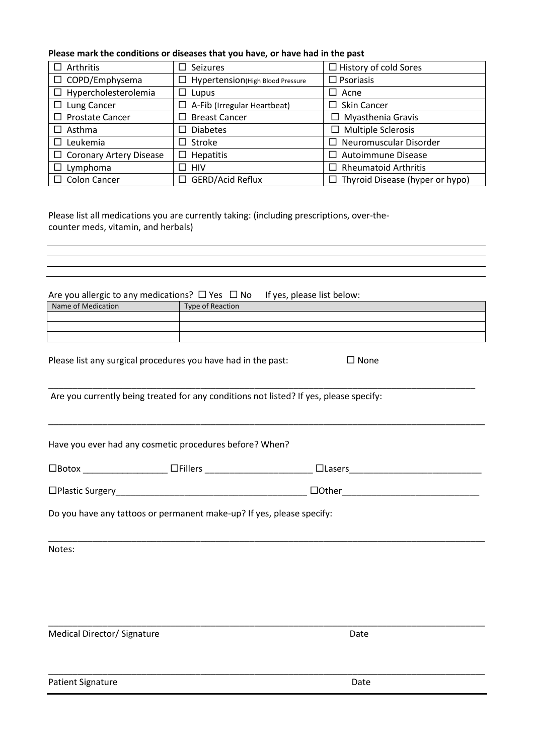**Please mark the conditions or diseases that you have, or have had in the past**

| | | |
|---|---|---|
| ☐ Arthritis | ☐ Seizures | ☐ History of cold Sores |
| ☐ COPD/Emphysema | ☐ Hypertension(High Blood Pressure | ☐ Psoriasis |
| ☐ Hypercholesterolemia | ☐ Lupus | ☐ Acne |
| ☐ Lung Cancer | ☐ A-Fib (Irregular Heartbeat) | ☐ Skin Cancer |
| ☐ Prostate Cancer | ☐ Breast Cancer | ☐ Myasthenia Gravis |
| ☐ Asthma | ☐ Diabetes | ☐ Multiple Sclerosis |
| ☐ Leukemia | ☐ Stroke | ☐ Neuromuscular Disorder |
| ☐ Coronary Artery Disease | ☐ Hepatitis | ☐ Autoimmune Disease |
| ☐ Lymphoma | ☐ HIV | ☐ Rheumatoid Arthritis |
| ☐ Colon Cancer | ☐ GERD/Acid Reflux | ☐ Thyroid Disease (hyper or hypo) |

Please list all medications you are currently taking: (including prescriptions, over-the-counter meds, vitamin, and herbals)

______________________________________________________________________________

______________________________________________________________________________

______________________________________________________________________________

______________________________________________________________________________

Are you allergic to any medications? ☐ Yes ☐ No If yes, please list below:

| Name of Medication | Type of Reaction |
|---|---|
| | |
| | |
| | |

Please list any surgical procedures you have had in the past: ☐ None

______________________________________________________________________________

Are you currently being treated for any conditions not listed? If yes, please specify:

______________________________________________________________________________

Have you ever had any cosmetic procedures before? When?

☐Botox _________________ ☐Fillers _____________________ ☐Lasers___________________________

☐Plastic Surgery_______________________________________ ☐Other____________________________

Do you have any tattoos or permanent make-up? If yes, please specify:

______________________________________________________________________________

Notes:

______________________________________________________________________________

Medical Director/ Signature Date

______________________________________________________________________________

Patient Signature Date